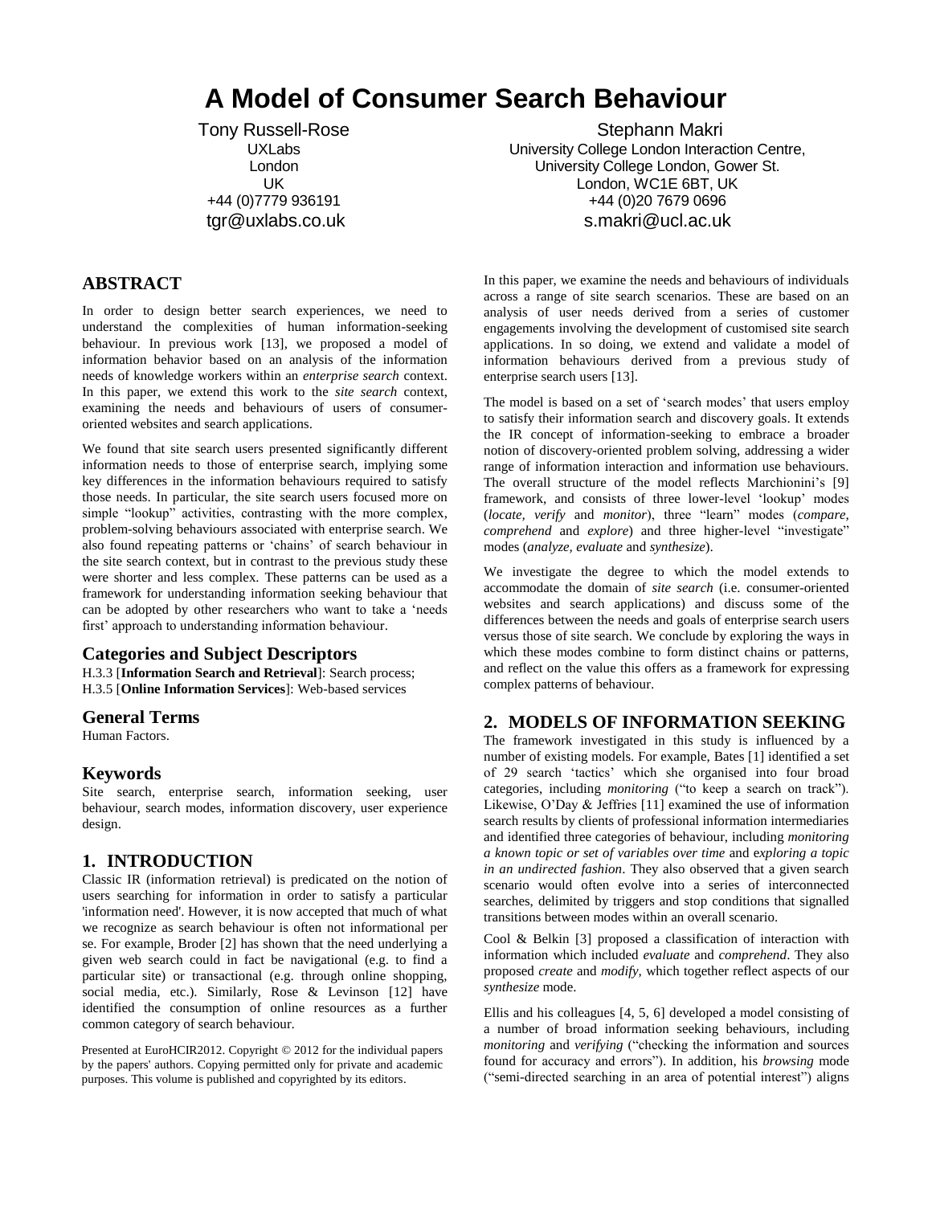# A Model of Consumer Search Behaviour

Tony Russell-Rose
UXLabs
London
UK
+44 (0)7779 936191
tgr@uxlabs.co.uk

Stephann Makri
University College London Interaction Centre,
University College London, Gower St.
London, WC1E 6BT, UK
+44 (0)20 7679 0696
s.makri@ucl.ac.uk

## ABSTRACT

In order to design better search experiences, we need to understand the complexities of human information-seeking behaviour. In previous work [13], we proposed a model of information behavior based on an analysis of the information needs of knowledge workers within an *enterprise search* context. In this paper, we extend this work to the *site search* context, examining the needs and behaviours of users of consumer-oriented websites and search applications.

We found that site search users presented significantly different information needs to those of enterprise search, implying some key differences in the information behaviours required to satisfy those needs. In particular, the site search users focused more on simple "lookup" activities, contrasting with the more complex, problem-solving behaviours associated with enterprise search. We also found repeating patterns or 'chains' of search behaviour in the site search context, but in contrast to the previous study these were shorter and less complex. These patterns can be used as a framework for understanding information seeking behaviour that can be adopted by other researchers who want to take a 'needs first' approach to understanding information behaviour.

### Categories and Subject Descriptors

H.3.3 [**Information Search and Retrieval**]: Search process;
H.3.5 [**Online Information Services**]: Web-based services

### General Terms

Human Factors.

### Keywords

Site search, enterprise search, information seeking, user behaviour, search modes, information discovery, user experience design.

## 1. INTRODUCTION

Classic IR (information retrieval) is predicated on the notion of users searching for information in order to satisfy a particular 'information need'. However, it is now accepted that much of what we recognize as search behaviour is often not informational per se. For example, Broder [2] has shown that the need underlying a given web search could in fact be navigational (e.g. to find a particular site) or transactional (e.g. through online shopping, social media, etc.). Similarly, Rose & Levinson [12] have identified the consumption of online resources as a further common category of search behaviour.

Presented at EuroHCIR2012. Copyright © 2012 for the individual papers by the papers' authors. Copying permitted only for private and academic purposes. This volume is published and copyrighted by its editors.

In this paper, we examine the needs and behaviours of individuals across a range of site search scenarios. These are based on an analysis of user needs derived from a series of customer engagements involving the development of customised site search applications. In so doing, we extend and validate a model of information behaviours derived from a previous study of enterprise search users [13].

The model is based on a set of 'search modes' that users employ to satisfy their information search and discovery goals. It extends the IR concept of information-seeking to embrace a broader notion of discovery-oriented problem solving, addressing a wider range of information interaction and information use behaviours. The overall structure of the model reflects Marchionini's [9] framework, and consists of three lower-level 'lookup' modes (*locate, verify* and *monitor*), three "learn" modes (*compare, comprehend* and *explore*) and three higher-level "investigate" modes (*analyze, evaluate* and *synthesize*).

We investigate the degree to which the model extends to accommodate the domain of *site search* (i.e. consumer-oriented websites and search applications) and discuss some of the differences between the needs and goals of enterprise search users versus those of site search. We conclude by exploring the ways in which these modes combine to form distinct chains or patterns, and reflect on the value this offers as a framework for expressing complex patterns of behaviour.

## 2. MODELS OF INFORMATION SEEKING

The framework investigated in this study is influenced by a number of existing models. For example, Bates [1] identified a set of 29 search 'tactics' which she organised into four broad categories, including *monitoring* ("to keep a search on track"). Likewise, O'Day & Jeffries [11] examined the use of information search results by clients of professional information intermediaries and identified three categories of behaviour, including *monitoring a known topic or set of variables over time* and *exploring a topic in an undirected fashion*. They also observed that a given search scenario would often evolve into a series of interconnected searches, delimited by triggers and stop conditions that signalled transitions between modes within an overall scenario.

Cool & Belkin [3] proposed a classification of interaction with information which included *evaluate* and *comprehend*. They also proposed *create* and *modify,* which together reflect aspects of our *synthesize* mode.

Ellis and his colleagues [4, 5, 6] developed a model consisting of a number of broad information seeking behaviours, including *monitoring* and *verifying* ("checking the information and sources found for accuracy and errors"). In addition, his *browsing* mode ("semi-directed searching in an area of potential interest") aligns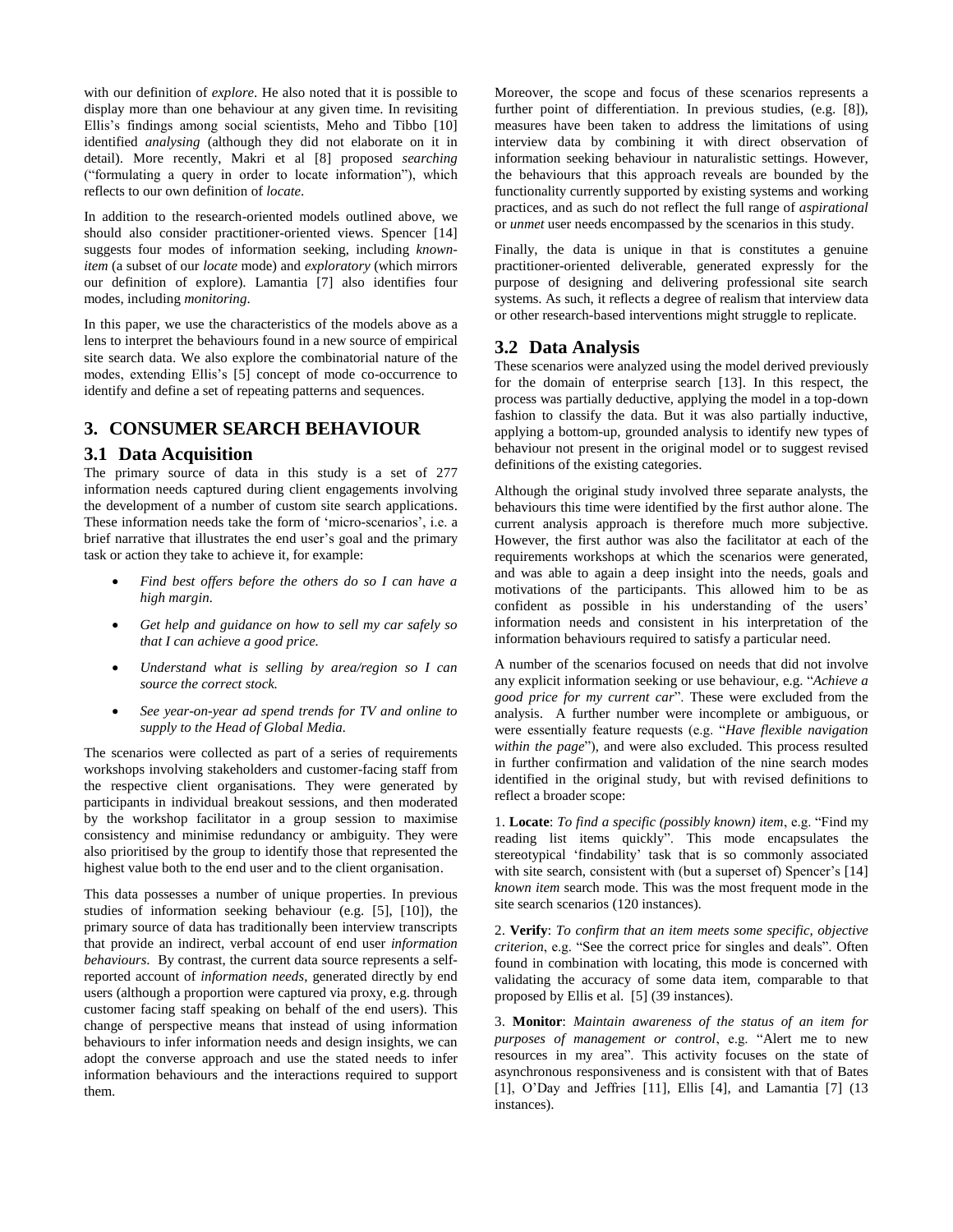with our definition of *explore*. He also noted that it is possible to display more than one behaviour at any given time. In revisiting Ellis's findings among social scientists, Meho and Tibbo [10] identified *analysing* (although they did not elaborate on it in detail). More recently, Makri et al [8] proposed *searching* ("formulating a query in order to locate information"), which reflects to our own definition of *locate*.

In addition to the research-oriented models outlined above, we should also consider practitioner-oriented views. Spencer [14] suggests four modes of information seeking, including *known-item* (a subset of our *locate* mode) and *exploratory* (which mirrors our definition of explore). Lamantia [7] also identifies four modes, including *monitoring*.

In this paper, we use the characteristics of the models above as a lens to interpret the behaviours found in a new source of empirical site search data. We also explore the combinatorial nature of the modes, extending Ellis's [5] concept of mode co-occurrence to identify and define a set of repeating patterns and sequences.

## 3. CONSUMER SEARCH BEHAVIOUR

### 3.1 Data Acquisition

The primary source of data in this study is a set of 277 information needs captured during client engagements involving the development of a number of custom site search applications. These information needs take the form of 'micro-scenarios', i.e. a brief narrative that illustrates the end user's goal and the primary task or action they take to achieve it, for example:

- *Find best offers before the others do so I can have a high margin.*
- *Get help and guidance on how to sell my car safely so that I can achieve a good price.*
- *Understand what is selling by area/region so I can source the correct stock.*
- *See year-on-year ad spend trends for TV and online to supply to the Head of Global Media.*

The scenarios were collected as part of a series of requirements workshops involving stakeholders and customer-facing staff from the respective client organisations. They were generated by participants in individual breakout sessions, and then moderated by the workshop facilitator in a group session to maximise consistency and minimise redundancy or ambiguity. They were also prioritised by the group to identify those that represented the highest value both to the end user and to the client organisation.

This data possesses a number of unique properties. In previous studies of information seeking behaviour (e.g. [5], [10]), the primary source of data has traditionally been interview transcripts that provide an indirect, verbal account of end user *information behaviours*. By contrast, the current data source represents a self-reported account of *information needs*, generated directly by end users (although a proportion were captured via proxy, e.g. through customer facing staff speaking on behalf of the end users). This change of perspective means that instead of using information behaviours to infer information needs and design insights, we can adopt the converse approach and use the stated needs to infer information behaviours and the interactions required to support them.

Moreover, the scope and focus of these scenarios represents a further point of differentiation. In previous studies, (e.g. [8]), measures have been taken to address the limitations of using interview data by combining it with direct observation of information seeking behaviour in naturalistic settings. However, the behaviours that this approach reveals are bounded by the functionality currently supported by existing systems and working practices, and as such do not reflect the full range of *aspirational* or *unmet* user needs encompassed by the scenarios in this study.

Finally, the data is unique in that is constitutes a genuine practitioner-oriented deliverable, generated expressly for the purpose of designing and delivering professional site search systems. As such, it reflects a degree of realism that interview data or other research-based interventions might struggle to replicate.

### 3.2 Data Analysis

These scenarios were analyzed using the model derived previously for the domain of enterprise search [13]. In this respect, the process was partially deductive, applying the model in a top-down fashion to classify the data. But it was also partially inductive, applying a bottom-up, grounded analysis to identify new types of behaviour not present in the original model or to suggest revised definitions of the existing categories.

Although the original study involved three separate analysts, the behaviours this time were identified by the first author alone. The current analysis approach is therefore much more subjective. However, the first author was also the facilitator at each of the requirements workshops at which the scenarios were generated, and was able to again a deep insight into the needs, goals and motivations of the participants. This allowed him to be as confident as possible in his understanding of the users' information needs and consistent in his interpretation of the information behaviours required to satisfy a particular need.

A number of the scenarios focused on needs that did not involve any explicit information seeking or use behaviour, e.g. "*Achieve a good price for my current car*". These were excluded from the analysis. A further number were incomplete or ambiguous, or were essentially feature requests (e.g. "*Have flexible navigation within the page*"), and were also excluded. This process resulted in further confirmation and validation of the nine search modes identified in the original study, but with revised definitions to reflect a broader scope:

1. **Locate**: *To find a specific (possibly known) item*, e.g. "Find my reading list items quickly". This mode encapsulates the stereotypical 'findability' task that is so commonly associated with site search, consistent with (but a superset of) Spencer's [14] *known item* search mode. This was the most frequent mode in the site search scenarios (120 instances).

2. **Verify**: *To confirm that an item meets some specific, objective criterion*, e.g. "See the correct price for singles and deals". Often found in combination with locating, this mode is concerned with validating the accuracy of some data item, comparable to that proposed by Ellis et al. [5] (39 instances).

3. **Monitor**: *Maintain awareness of the status of an item for purposes of management or control*, e.g. "Alert me to new resources in my area". This activity focuses on the state of asynchronous responsiveness and is consistent with that of Bates [1], O'Day and Jeffries [11], Ellis [4], and Lamantia [7] (13 instances).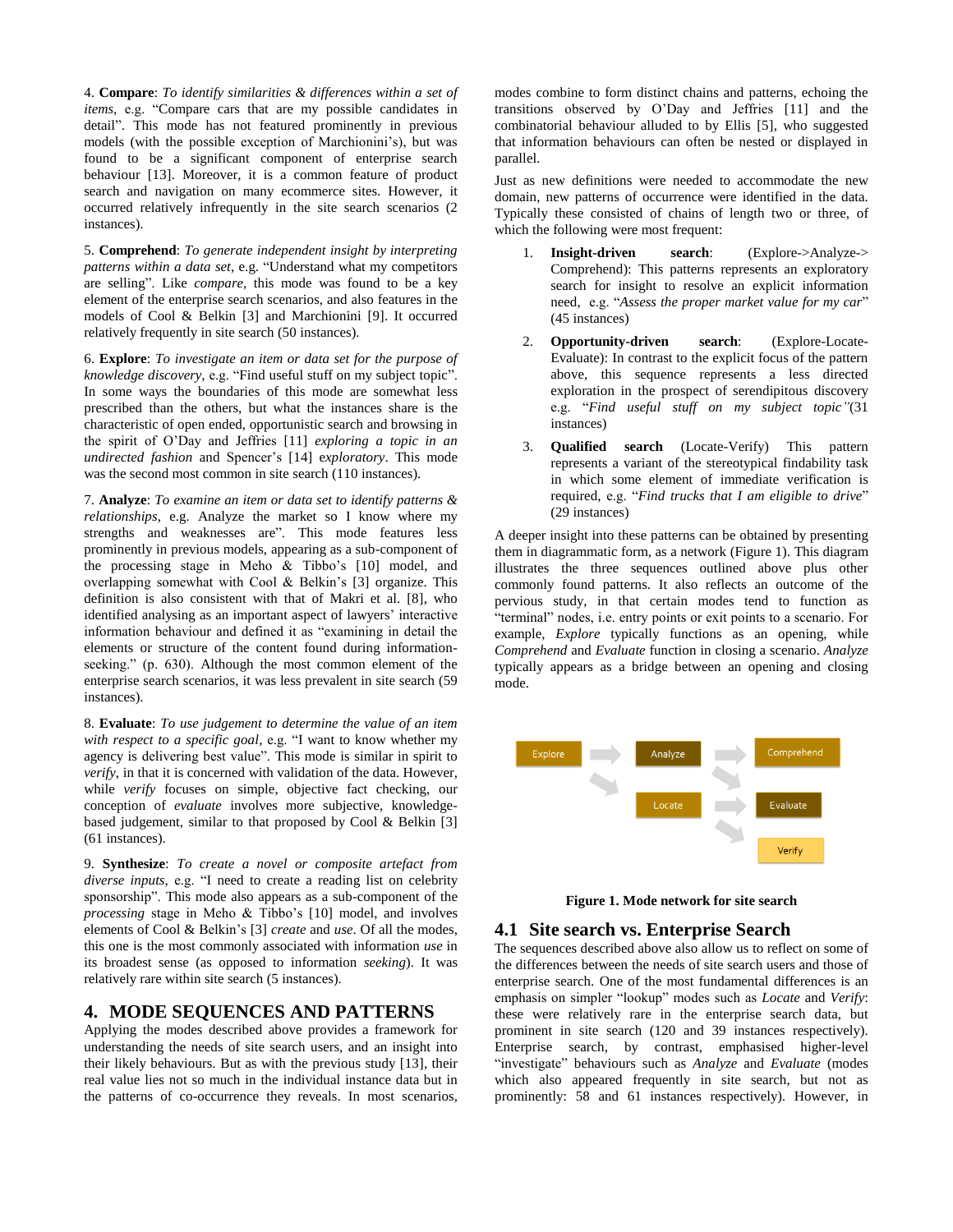4. **Compare**: *To identify similarities & differences within a set of items*, e.g. "Compare cars that are my possible candidates in detail". This mode has not featured prominently in previous models (with the possible exception of Marchionini's), but was found to be a significant component of enterprise search behaviour [13]. Moreover, it is a common feature of product search and navigation on many ecommerce sites. However, it occurred relatively infrequently in the site search scenarios (2 instances).

5. **Comprehend**: *To generate independent insight by interpreting patterns within a data set*, e.g. "Understand what my competitors are selling". Like *compare*, this mode was found to be a key element of the enterprise search scenarios, and also features in the models of Cool & Belkin [3] and Marchionini [9]. It occurred relatively frequently in site search (50 instances).

6. **Explore**: *To investigate an item or data set for the purpose of knowledge discovery*, e.g. "Find useful stuff on my subject topic". In some ways the boundaries of this mode are somewhat less prescribed than the others, but what the instances share is the characteristic of open ended, opportunistic search and browsing in the spirit of O'Day and Jeffries [11] *exploring a topic in an undirected fashion* and Spencer's [14] *exploratory*. This mode was the second most common in site search (110 instances).

7. **Analyze**: *To examine an item or data set to identify patterns & relationships*, e.g. Analyze the market so I know where my strengths and weaknesses are". This mode features less prominently in previous models, appearing as a sub-component of the processing stage in Meho & Tibbo's [10] model, and overlapping somewhat with Cool & Belkin's [3] organize. This definition is also consistent with that of Makri et al. [8], who identified analysing as an important aspect of lawyers' interactive information behaviour and defined it as "examining in detail the elements or structure of the content found during information-seeking." (p. 630). Although the most common element of the enterprise search scenarios, it was less prevalent in site search (59 instances).

8. **Evaluate**: *To use judgement to determine the value of an item with respect to a specific goal*, e.g. "I want to know whether my agency is delivering best value". This mode is similar in spirit to *verify*, in that it is concerned with validation of the data. However, while *verify* focuses on simple, objective fact checking, our conception of *evaluate* involves more subjective, knowledge-based judgement, similar to that proposed by Cool & Belkin [3] (61 instances).

9. **Synthesize**: *To create a novel or composite artefact from diverse inputs*, e.g. "I need to create a reading list on celebrity sponsorship". This mode also appears as a sub-component of the *processing* stage in Meho & Tibbo's [10] model, and involves elements of Cool & Belkin's [3] *create* and *use*. Of all the modes, this one is the most commonly associated with information *use* in its broadest sense (as opposed to information *seeking*). It was relatively rare within site search (5 instances).

## 4. MODE SEQUENCES AND PATTERNS

Applying the modes described above provides a framework for understanding the needs of site search users, and an insight into their likely behaviours. But as with the previous study [13], their real value lies not so much in the individual instance data but in the patterns of co-occurrence they reveals. In most scenarios, modes combine to form distinct chains and patterns, echoing the transitions observed by O'Day and Jeffries [11] and the combinatorial behaviour alluded to by Ellis [5], who suggested that information behaviours can often be nested or displayed in parallel.

Just as new definitions were needed to accommodate the new domain, new patterns of occurrence were identified in the data. Typically these consisted of chains of length two or three, of which the following were most frequent:

1. **Insight-driven search**: (Explore->Analyze->Comprehend): This patterns represents an exploratory search for insight to resolve an explicit information need, e.g. "*Assess the proper market value for my car*" (45 instances)
2. **Opportunity-driven search**: (Explore-Locate-Evaluate): In contrast to the explicit focus of the pattern above, this sequence represents a less directed exploration in the prospect of serendipitous discovery e.g. "*Find useful stuff on my subject topic"*(31 instances)
3. **Qualified search** (Locate-Verify) This pattern represents a variant of the stereotypical findability task in which some element of immediate verification is required, e.g. "*Find trucks that I am eligible to drive*" (29 instances)

A deeper insight into these patterns can be obtained by presenting them in diagrammatic form, as a network (Figure 1). This diagram illustrates the three sequences outlined above plus other commonly found patterns. It also reflects an outcome of the pervious study, in that certain modes tend to function as "terminal" nodes, i.e. entry points or exit points to a scenario. For example, *Explore* typically functions as an opening, while *Comprehend* and *Evaluate* function in closing a scenario. *Analyze* typically appears as a bridge between an opening and closing mode.

Explore → Analyze → Comprehend; Explore → Locate; Analyze → Evaluate; Locate → Evaluate; Locate → Verify

**Figure 1. Mode network for site search**

### 4.1 Site search vs. Enterprise Search

The sequences described above also allow us to reflect on some of the differences between the needs of site search users and those of enterprise search. One of the most fundamental differences is an emphasis on simpler "lookup" modes such as *Locate* and *Verify*: these were relatively rare in the enterprise search data, but prominent in site search (120 and 39 instances respectively). Enterprise search, by contrast, emphasised higher-level "investigate" behaviours such as *Analyze* and *Evaluate* (modes which also appeared frequently in site search, but not as prominently: 58 and 61 instances respectively). However, in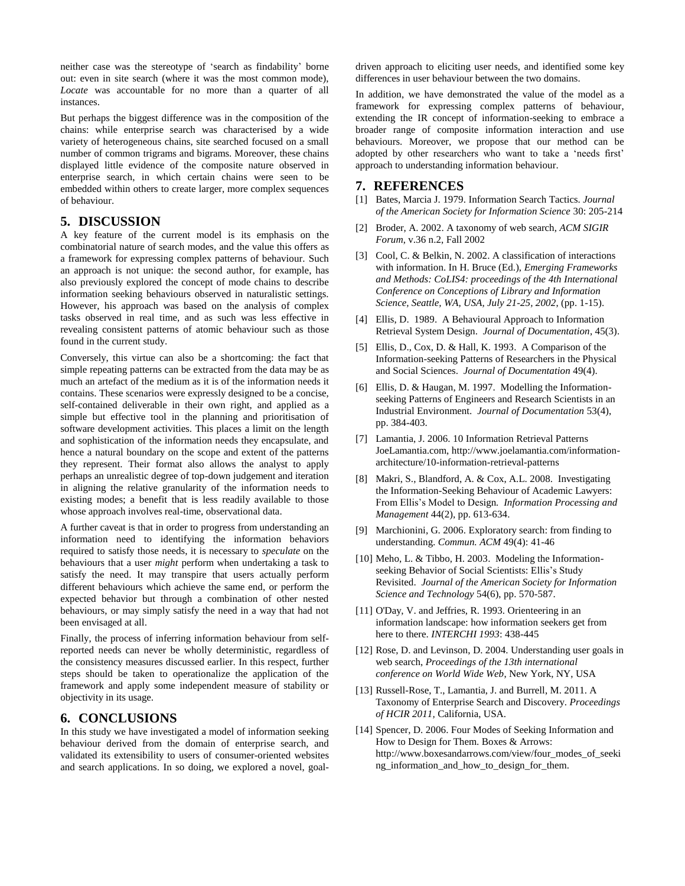neither case was the stereotype of 'search as findability' borne out: even in site search (where it was the most common mode), *Locate* was accountable for no more than a quarter of all instances.

But perhaps the biggest difference was in the composition of the chains: while enterprise search was characterised by a wide variety of heterogeneous chains, site searched focused on a small number of common trigrams and bigrams. Moreover, these chains displayed little evidence of the composite nature observed in enterprise search, in which certain chains were seen to be embedded within others to create larger, more complex sequences of behaviour.

## 5. DISCUSSION

A key feature of the current model is its emphasis on the combinatorial nature of search modes, and the value this offers as a framework for expressing complex patterns of behaviour. Such an approach is not unique: the second author, for example, has also previously explored the concept of mode chains to describe information seeking behaviours observed in naturalistic settings. However, his approach was based on the analysis of complex tasks observed in real time, and as such was less effective in revealing consistent patterns of atomic behaviour such as those found in the current study.

Conversely, this virtue can also be a shortcoming: the fact that simple repeating patterns can be extracted from the data may be as much an artefact of the medium as it is of the information needs it contains. These scenarios were expressly designed to be a concise, self-contained deliverable in their own right, and applied as a simple but effective tool in the planning and prioritisation of software development activities. This places a limit on the length and sophistication of the information needs they encapsulate, and hence a natural boundary on the scope and extent of the patterns they represent. Their format also allows the analyst to apply perhaps an unrealistic degree of top-down judgement and iteration in aligning the relative granularity of the information needs to existing modes; a benefit that is less readily available to those whose approach involves real-time, observational data.

A further caveat is that in order to progress from understanding an information need to identifying the information behaviors required to satisfy those needs, it is necessary to *speculate* on the behaviours that a user *might* perform when undertaking a task to satisfy the need. It may transpire that users actually perform different behaviours which achieve the same end, or perform the expected behavior but through a combination of other nested behaviours, or may simply satisfy the need in a way that had not been envisaged at all.

Finally, the process of inferring information behaviour from self-reported needs can never be wholly deterministic, regardless of the consistency measures discussed earlier. In this respect, further steps should be taken to operationalize the application of the framework and apply some independent measure of stability or objectivity in its usage.

## 6. CONCLUSIONS

In this study we have investigated a model of information seeking behaviour derived from the domain of enterprise search, and validated its extensibility to users of consumer-oriented websites and search applications. In so doing, we explored a novel, goal-driven approach to eliciting user needs, and identified some key differences in user behaviour between the two domains.

In addition, we have demonstrated the value of the model as a framework for expressing complex patterns of behaviour, extending the IR concept of information-seeking to embrace a broader range of composite information interaction and use behaviours. Moreover, we propose that our method can be adopted by other researchers who want to take a 'needs first' approach to understanding information behaviour.

## 7. REFERENCES

[1] Bates, Marcia J. 1979. Information Search Tactics. *Journal of the American Society for Information Science* 30: 205-214

[2] Broder, A. 2002. A taxonomy of web search, *ACM SIGIR Forum*, v.36 n.2, Fall 2002

[3] Cool, C. & Belkin, N. 2002. A classification of interactions with information. In H. Bruce (Ed.), *Emerging Frameworks and Methods: CoLIS4: proceedings of the 4th International Conference on Conceptions of Library and Information Science, Seattle, WA, USA, July 21-25, 2002*, (pp. 1-15).

[4] Ellis, D. 1989. A Behavioural Approach to Information Retrieval System Design. *Journal of Documentation*, 45(3).

[5] Ellis, D., Cox, D. & Hall, K. 1993. A Comparison of the Information-seeking Patterns of Researchers in the Physical and Social Sciences. *Journal of Documentation* 49(4).

[6] Ellis, D. & Haugan, M. 1997. Modelling the Information-seeking Patterns of Engineers and Research Scientists in an Industrial Environment. *Journal of Documentation* 53(4), pp. 384-403.

[7] Lamantia, J. 2006. 10 Information Retrieval Patterns JoeLamantia.com, http://www.joelamantia.com/information-architecture/10-information-retrieval-patterns

[8] Makri, S., Blandford, A. & Cox, A.L. 2008. Investigating the Information-Seeking Behaviour of Academic Lawyers: From Ellis's Model to Design. *Information Processing and Management* 44(2), pp. 613-634.

[9] Marchionini, G. 2006. Exploratory search: from finding to understanding. *Commun. ACM* 49(4): 41-46

[10] Meho, L. & Tibbo, H. 2003. Modeling the Information-seeking Behavior of Social Scientists: Ellis's Study Revisited. *Journal of the American Society for Information Science and Technology* 54(6), pp. 570-587.

[11] O'Day, V. and Jeffries, R. 1993. Orienteering in an information landscape: how information seekers get from here to there. *INTERCHI 1993*: 438-445

[12] Rose, D. and Levinson, D. 2004. Understanding user goals in web search, *Proceedings of the 13th international conference on World Wide Web*, New York, NY, USA

[13] Russell-Rose, T., Lamantia, J. and Burrell, M. 2011. A Taxonomy of Enterprise Search and Discovery. *Proceedings of HCIR 2011*, California, USA.

[14] Spencer, D. 2006. Four Modes of Seeking Information and How to Design for Them. Boxes & Arrows: http://www.boxesandarrows.com/view/four_modes_of_seeking_information_and_how_to_design_for_them.